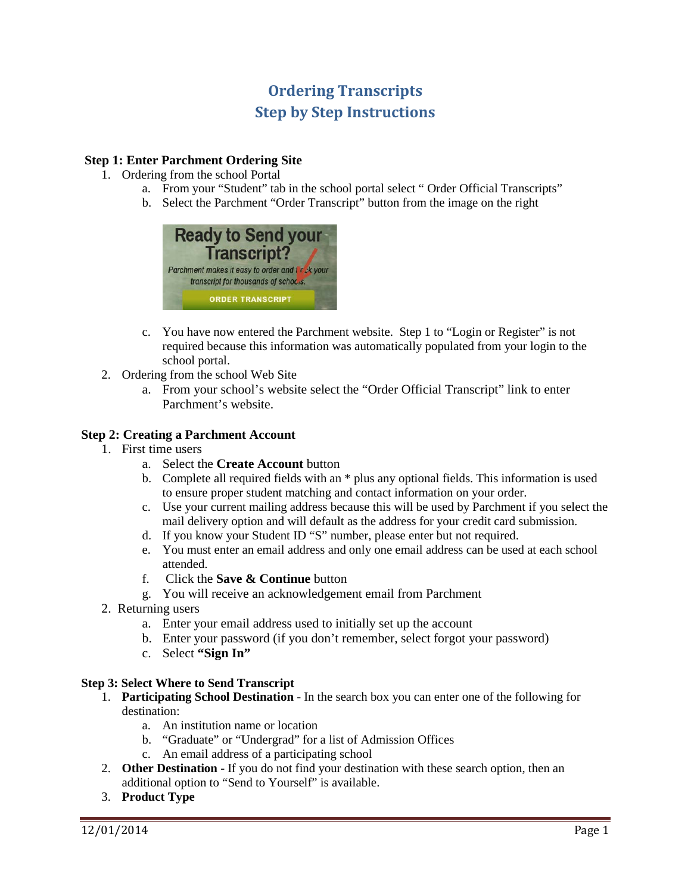# Ordering Transcripts
# Step by Step Instructions

**Step 1: Enter Parchment Ordering Site**

1. Ordering from the school Portal
    a. From your "Student" tab in the school portal select " Order Official Transcripts"
    b. Select the Parchment "Order Transcript" button from the image on the right

    c. You have now entered the Parchment website. Step 1 to "Login or Register" is not required because this information was automatically populated from your login to the school portal.
2. Ordering from the school Web Site
    a. From your school's website select the "Order Official Transcript" link to enter Parchment's website.

**Step 2: Creating a Parchment Account**

1. First time users
    a. Select the **Create Account** button
    b. Complete all required fields with an * plus any optional fields. This information is used to ensure proper student matching and contact information on your order.
    c. Use your current mailing address because this will be used by Parchment if you select the mail delivery option and will default as the address for your credit card submission.
    d. If you know your Student ID "S" number, please enter but not required.
    e. You must enter an email address and only one email address can be used at each school attended.
    f. Click the **Save & Continue** button
    g. You will receive an acknowledgement email from Parchment
2. Returning users
    a. Enter your email address used to initially set up the account
    b. Enter your password (if you don't remember, select forgot your password)
    c. Select **"Sign In"**

**Step 3: Select Where to Send Transcript**

1. **Participating School Destination** - In the search box you can enter one of the following for destination:
    a. An institution name or location
    b. "Graduate" or "Undergrad" for a list of Admission Offices
    c. An email address of a participating school
2. **Other Destination** - If you do not find your destination with these search option, then an additional option to "Send to Yourself" is available.
3. **Product Type**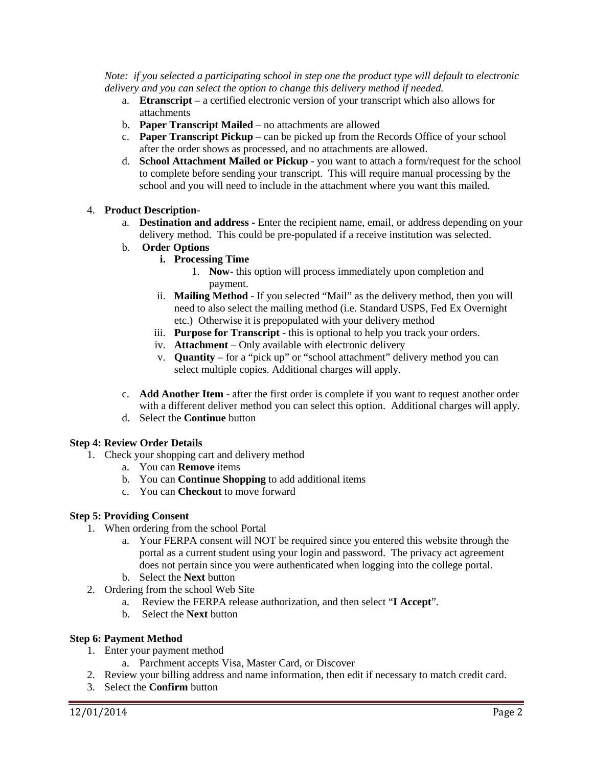*Note: if you selected a participating school in step one the product type will default to electronic delivery and you can select the option to change this delivery method if needed.*

   a. **Etranscript** – a certified electronic version of your transcript which also allows for attachments
   b. **Paper Transcript Mailed** – no attachments are allowed
   c. **Paper Transcript Pickup** – can be picked up from the Records Office of your school after the order shows as processed, and no attachments are allowed.
   d. **School Attachment Mailed or Pickup** - you want to attach a form/request for the school to complete before sending your transcript. This will require manual processing by the school and you will need to include in the attachment where you want this mailed.

4. **Product Description**-
   a. **Destination and address -** Enter the recipient name, email, or address depending on your delivery method. This could be pre-populated if a receive institution was selected.
   b. **Order Options**
      i. **Processing Time**
         1. **Now**- this option will process immediately upon completion and payment.
      ii. **Mailing Method** - If you selected "Mail" as the delivery method, then you will need to also select the mailing method (i.e. Standard USPS, Fed Ex Overnight etc.) Otherwise it is prepopulated with your delivery method
      iii. **Purpose for Transcript** - this is optional to help you track your orders.
      iv. **Attachment** – Only available with electronic delivery
      v. **Quantity** – for a "pick up" or "school attachment" delivery method you can select multiple copies. Additional charges will apply.

   c. **Add Another Item** - after the first order is complete if you want to request another order with a different deliver method you can select this option. Additional charges will apply.
   d. Select the **Continue** button

**Step 4: Review Order Details**

1. Check your shopping cart and delivery method
   a. You can **Remove** items
   b. You can **Continue Shopping** to add additional items
   c. You can **Checkout** to move forward

**Step 5: Providing Consent**

1. When ordering from the school Portal
   a. Your FERPA consent will NOT be required since you entered this website through the portal as a current student using your login and password. The privacy act agreement does not pertain since you were authenticated when logging into the college portal.
   b. Select the **Next** button
2. Ordering from the school Web Site
   a. Review the FERPA release authorization, and then select "**I Accept**".
   b. Select the **Next** button

**Step 6: Payment Method**

1. Enter your payment method
   a. Parchment accepts Visa, Master Card, or Discover
2. Review your billing address and name information, then edit if necessary to match credit card.
3. Select the **Confirm** button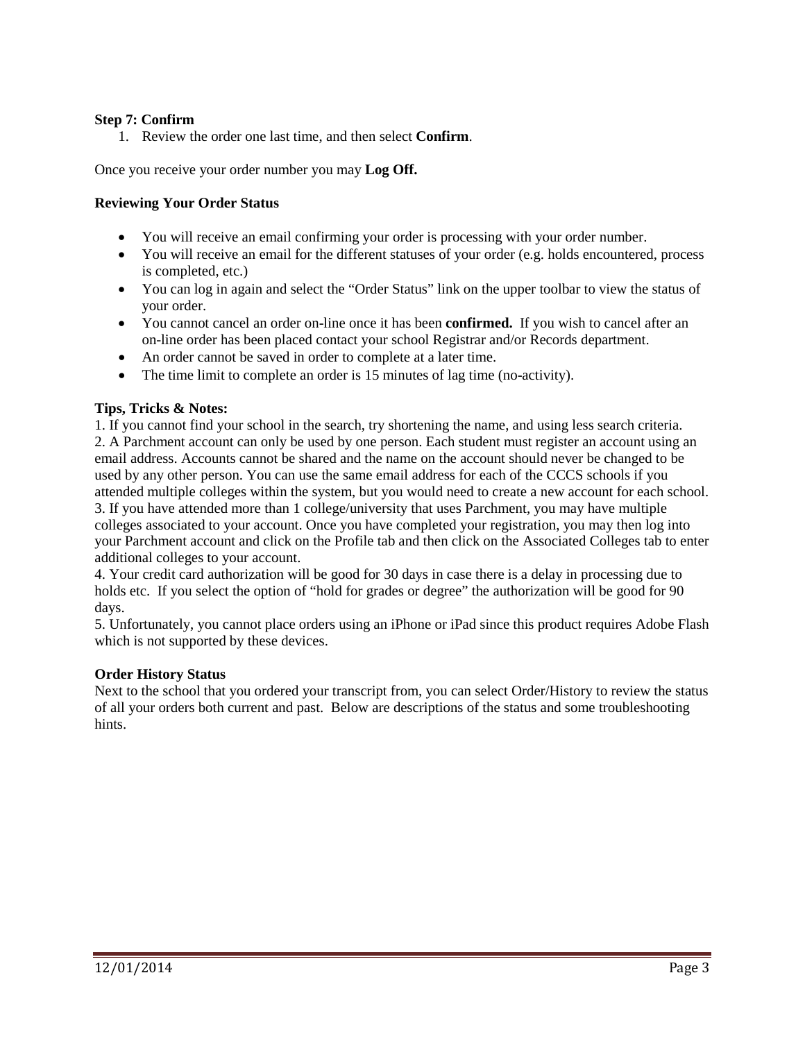**Step 7: Confirm**

1. Review the order one last time, and then select **Confirm**.

Once you receive your order number you may **Log Off.**

**Reviewing Your Order Status**

- You will receive an email confirming your order is processing with your order number.
- You will receive an email for the different statuses of your order (e.g. holds encountered, process is completed, etc.)
- You can log in again and select the "Order Status" link on the upper toolbar to view the status of your order.
- You cannot cancel an order on-line once it has been **confirmed.** If you wish to cancel after an on-line order has been placed contact your school Registrar and/or Records department.
- An order cannot be saved in order to complete at a later time.
- The time limit to complete an order is 15 minutes of lag time (no-activity).

**Tips, Tricks & Notes:**

1. If you cannot find your school in the search, try shortening the name, and using less search criteria.
2. A Parchment account can only be used by one person. Each student must register an account using an email address. Accounts cannot be shared and the name on the account should never be changed to be used by any other person. You can use the same email address for each of the CCCS schools if you attended multiple colleges within the system, but you would need to create a new account for each school.
3. If you have attended more than 1 college/university that uses Parchment, you may have multiple colleges associated to your account. Once you have completed your registration, you may then log into your Parchment account and click on the Profile tab and then click on the Associated Colleges tab to enter additional colleges to your account.
4. Your credit card authorization will be good for 30 days in case there is a delay in processing due to holds etc. If you select the option of "hold for grades or degree" the authorization will be good for 90 days.
5. Unfortunately, you cannot place orders using an iPhone or iPad since this product requires Adobe Flash which is not supported by these devices.

**Order History Status**

Next to the school that you ordered your transcript from, you can select Order/History to review the status of all your orders both current and past. Below are descriptions of the status and some troubleshooting hints.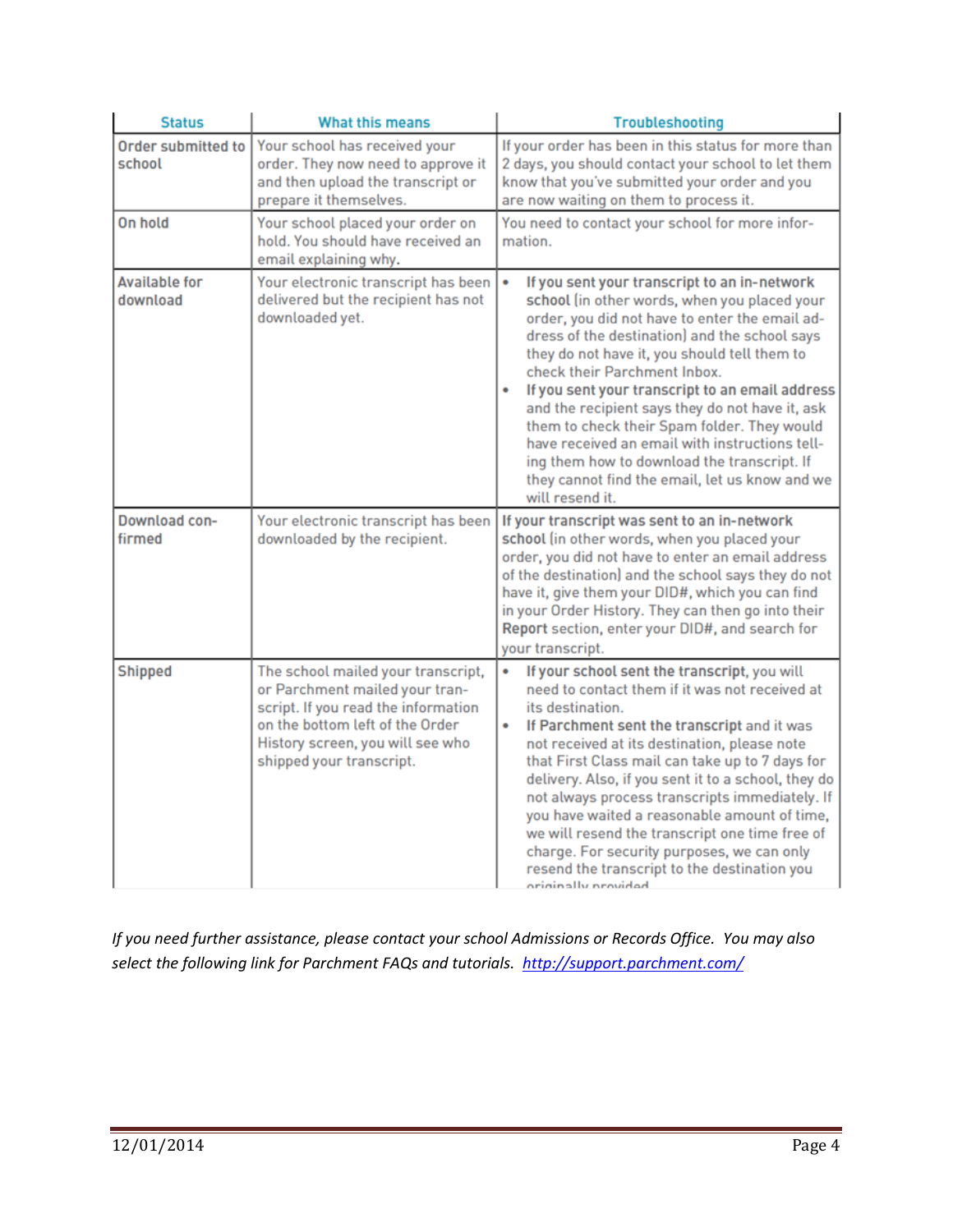| Status | What this means | Troubleshooting |
|---|---|---|
| Order submitted to school | Your school has received your order. They now need to approve it and then upload the transcript or prepare it themselves. | If your order has been in this status for more than 2 days, you should contact your school to let them know that you've submitted your order and you are now waiting on them to process it. |
| On hold | Your school placed your order on hold. You should have received an email explaining why. | You need to contact your school for more information. |
| Available for download | Your electronic transcript has been delivered but the recipient has not downloaded yet. | • **If you sent your transcript to an in-network school** (in other words, when you placed your order, you did not have to enter the email address of the destination) and the school says they do not have it, you should tell them to check their Parchment Inbox.<br>• **If you sent your transcript to an email address** and the recipient says they do not have it, ask them to check their Spam folder. They would have received an email with instructions telling them how to download the transcript. If they cannot find the email, let us know and we will resend it. |
| Download confirmed | Your electronic transcript has been downloaded by the recipient. | **If your transcript was sent to an in-network school** (in other words, when you placed your order, you did not have to enter an email address of the destination) and the school says they do not have it, give them your DID#, which you can find in your Order History. They can then go into their **Report** section, enter your DID#, and search for your transcript. |
| Shipped | The school mailed your transcript, or Parchment mailed your transcript. If you read the information on the bottom left of the Order History screen, you will see who shipped your transcript. | • **If your school sent the transcript**, you will need to contact them if it was not received at its destination.<br>• **If Parchment sent the transcript** and it was not received at its destination, please note that First Class mail can take up to 7 days for delivery. Also, if you sent it to a school, they do not always process transcripts immediately. If you have waited a reasonable amount of time, we will resend the transcript one time free of charge. For security purposes, we can only resend the transcript to the destination you originally provided. |

*If you need further assistance, please contact your school Admissions or Records Office. You may also select the following link for Parchment FAQs and tutorials.* [*http://support.parchment.com/*](http://support.parchment.com/)

12/01/2014